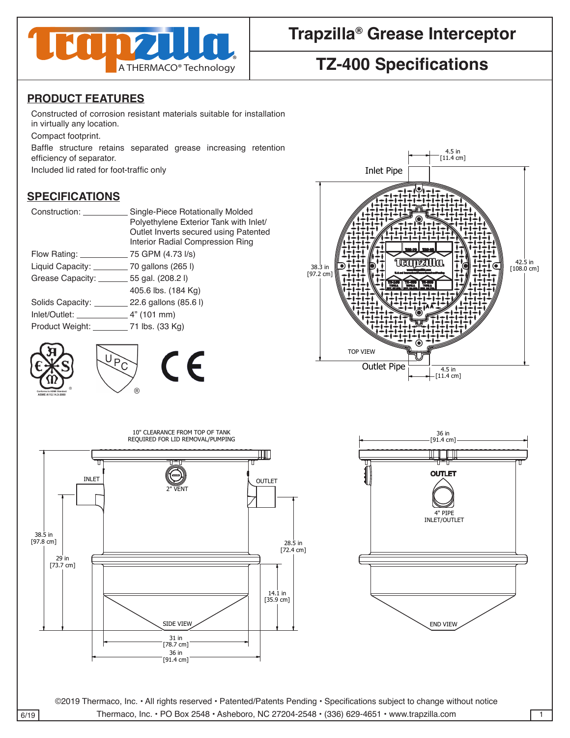# Trapzilla® Grease Interceptor

## TZ-400 Specifications

## PRODUCT FEATURES

Constructed of corrosion resistant materials suitable for installation in virtually any location.

Compact footprint.

Baffle structure retains separated grease increasing retention efficiency of separator.

Included lid rated for foot-traffic only

## SPECIFICATIONS

| | |
|---|---|
| Construction: | Single-Piece Rotationally Molded Polyethylene Exterior Tank with Inlet/ Outlet Inverts secured using Patented Interior Radial Compression Ring |
| Flow Rating: | 75 GPM (4.73 l/s) |
| Liquid Capacity: | 70 gallons (265 l) |
| Grease Capacity: | 55 gal. (208.2 l) 405.6 lbs. (184 Kg) |
| Solids Capacity: | 22.6 gallons (85.6 l) |
| Inlet/Outlet: | 4" (101 mm) |
| Product Weight: | 71 lbs. (33 Kg) |

Conforms to ASME Standard ASME A112.14.3-2000

TOP VIEW: Inlet Pipe 4.5 in [11.4 cm]; Outlet Pipe 4.5 in [11.4 cm]; 38.3 in [97.2 cm]; 42.5 in [108.0 cm]

SIDE VIEW: 10" CLEARANCE FROM TOP OF TANK REQUIRED FOR LID REMOVAL/PUMPING; INLET; OUTLET; 2" VENT; 38.5 in [97.8 cm]; 29 in [73.7 cm]; 28.5 in [72.4 cm]; 14.1 in [35.9 cm]; 31 in [78.7 cm]; 36 in [91.4 cm]

END VIEW: 36 in [91.4 cm]; OUTLET; 4" PIPE INLET/OUTLET

©2019 Thermaco, Inc. • All rights reserved • Patented/Patents Pending • Specifications subject to change without notice

Thermaco, Inc. • PO Box 2548 • Asheboro, NC 27204-2548 • (336) 629-4651 • www.trapzilla.com

6/19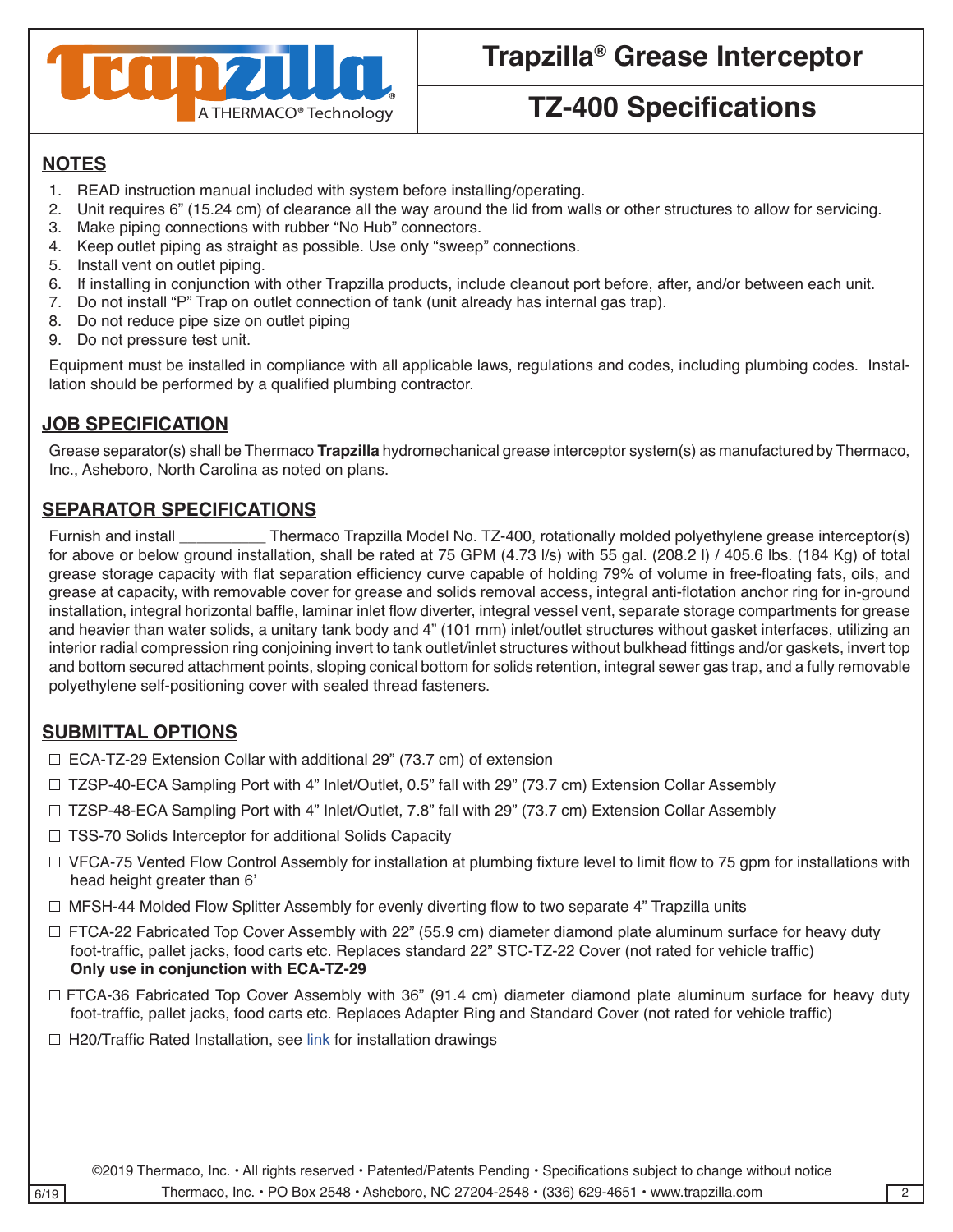# Trapzilla® Grease Interceptor

# TZ-400 Specifications

## NOTES

1. READ instruction manual included with system before installing/operating.
2. Unit requires 6" (15.24 cm) of clearance all the way around the lid from walls or other structures to allow for servicing.
3. Make piping connections with rubber "No Hub" connectors.
4. Keep outlet piping as straight as possible. Use only "sweep" connections.
5. Install vent on outlet piping.
6. If installing in conjunction with other Trapzilla products, include cleanout port before, after, and/or between each unit.
7. Do not install "P" Trap on outlet connection of tank (unit already has internal gas trap).
8. Do not reduce pipe size on outlet piping
9. Do not pressure test unit.

Equipment must be installed in compliance with all applicable laws, regulations and codes, including plumbing codes. Installation should be performed by a qualified plumbing contractor.

## JOB SPECIFICATION

Grease separator(s) shall be Thermaco **Trapzilla** hydromechanical grease interceptor system(s) as manufactured by Thermaco, Inc., Asheboro, North Carolina as noted on plans.

## SEPARATOR SPECIFICATIONS

Furnish and install __________ Thermaco Trapzilla Model No. TZ-400, rotationally molded polyethylene grease interceptor(s) for above or below ground installation, shall be rated at 75 GPM (4.73 l/s) with 55 gal. (208.2 l) / 405.6 lbs. (184 Kg) of total grease storage capacity with flat separation efficiency curve capable of holding 79% of volume in free-floating fats, oils, and grease at capacity, with removable cover for grease and solids removal access, integral anti-flotation anchor ring for in-ground installation, integral horizontal baffle, laminar inlet flow diverter, integral vessel vent, separate storage compartments for grease and heavier than water solids, a unitary tank body and 4" (101 mm) inlet/outlet structures without gasket interfaces, utilizing an interior radial compression ring conjoining invert to tank outlet/inlet structures without bulkhead fittings and/or gaskets, invert top and bottom secured attachment points, sloping conical bottom for solids retention, integral sewer gas trap, and a fully removable polyethylene self-positioning cover with sealed thread fasteners.

## SUBMITTAL OPTIONS

- ☐ ECA-TZ-29 Extension Collar with additional 29" (73.7 cm) of extension
- ☐ TZSP-40-ECA Sampling Port with 4" Inlet/Outlet, 0.5" fall with 29" (73.7 cm) Extension Collar Assembly
- ☐ TZSP-48-ECA Sampling Port with 4" Inlet/Outlet, 7.8" fall with 29" (73.7 cm) Extension Collar Assembly
- ☐ TSS-70 Solids Interceptor for additional Solids Capacity
- ☐ VFCA-75 Vented Flow Control Assembly for installation at plumbing fixture level to limit flow to 75 gpm for installations with head height greater than 6'
- ☐ MFSH-44 Molded Flow Splitter Assembly for evenly diverting flow to two separate 4" Trapzilla units
- ☐ FTCA-22 Fabricated Top Cover Assembly with 22" (55.9 cm) diameter diamond plate aluminum surface for heavy duty foot-traffic, pallet jacks, food carts etc. Replaces standard 22" STC-TZ-22 Cover (not rated for vehicle traffic) **Only use in conjunction with ECA-TZ-29**
- ☐ FTCA-36 Fabricated Top Cover Assembly with 36" (91.4 cm) diameter diamond plate aluminum surface for heavy duty foot-traffic, pallet jacks, food carts etc. Replaces Adapter Ring and Standard Cover (not rated for vehicle traffic)
- ☐ H20/Traffic Rated Installation, see link for installation drawings

©2019 Thermaco, Inc. • All rights reserved • Patented/Patents Pending • Specifications subject to change without notice

Thermaco, Inc. • PO Box 2548 • Asheboro, NC 27204-2548 • (336) 629-4651 • www.trapzilla.com